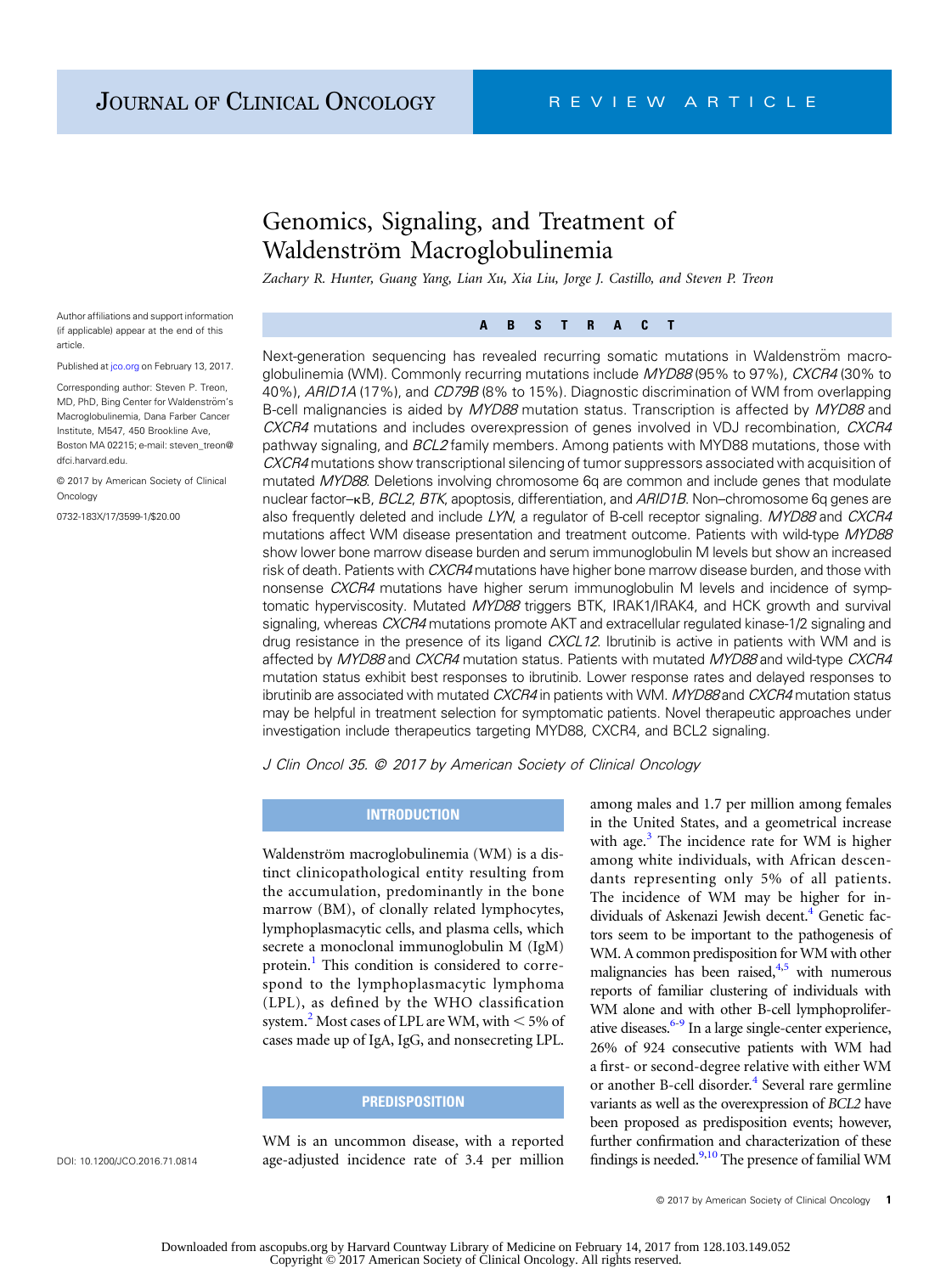# Genomics, Signaling, and Treatment of Waldenström Macroglobulinemia

*Zachary R. Hunter, Guang Yang, Lian Xu, Xia Liu, Jorge J. Castillo, and Steven P. Treon*

Author affiliations and support information (if applicable) appear at the end of this article.

Published at jco.org on February 13, 2017.

Corresponding author: Steven P. Treon, MD, PhD, Bing Center for Waldenström's Macroglobulinemia, Dana Farber Cancer Institute, M547, 450 Brookline Ave, Boston MA 02215; e-mail: steven_treon@dfci.harvard.edu.

© 2017 by American Society of Clinical Oncology

0732-183X/17/3599-1/$20.00

DOI: 10.1200/JCO.2016.71.0814

## ABSTRACT

Next-generation sequencing has revealed recurring somatic mutations in Waldenström macroglobulinemia (WM). Commonly recurring mutations include *MYD88* (95% to 97%), *CXCR4* (30% to 40%), *ARID1A* (17%), and *CD79B* (8% to 15%). Diagnostic discrimination of WM from overlapping B-cell malignancies is aided by *MYD88* mutation status. Transcription is affected by *MYD88* and *CXCR4* mutations and includes overexpression of genes involved in VDJ recombination, *CXCR4* pathway signaling, and *BCL2* family members. Among patients with MYD88 mutations, those with *CXCR4* mutations show transcriptional silencing of tumor suppressors associated with acquisition of mutated *MYD88*. Deletions involving chromosome 6q are common and include genes that modulate nuclear factor–κB, *BCL2*, *BTK*, apoptosis, differentiation, and *ARID1B*. Non–chromosome 6q genes are also frequently deleted and include *LYN*, a regulator of B-cell receptor signaling. *MYD88* and *CXCR4* mutations affect WM disease presentation and treatment outcome. Patients with wild-type *MYD88* show lower bone marrow disease burden and serum immunoglobulin M levels but show an increased risk of death. Patients with *CXCR4* mutations have higher bone marrow disease burden, and those with nonsense *CXCR4* mutations have higher serum immunoglobulin M levels and incidence of symptomatic hyperviscosity. Mutated *MYD88* triggers BTK, IRAK1/IRAK4, and HCK growth and survival signaling, whereas *CXCR4* mutations promote AKT and extracellular regulated kinase-1/2 signaling and drug resistance in the presence of its ligand *CXCL12*. Ibrutinib is active in patients with WM and is affected by *MYD88* and *CXCR4* mutation status. Patients with mutated *MYD88* and wild-type *CXCR4* mutation status exhibit best responses to ibrutinib. Lower response rates and delayed responses to ibrutinib are associated with mutated *CXCR4* in patients with WM. *MYD88* and *CXCR4* mutation status may be helpful in treatment selection for symptomatic patients. Novel therapeutic approaches under investigation include therapeutics targeting MYD88, CXCR4, and BCL2 signaling.

*J Clin Oncol 35. © 2017 by American Society of Clinical Oncology*

## INTRODUCTION

Waldenström macroglobulinemia (WM) is a distinct clinicopathological entity resulting from the accumulation, predominantly in the bone marrow (BM), of clonally related lymphocytes, lymphoplasmacytic cells, and plasma cells, which secrete a monoclonal immunoglobulin M (IgM) protein.[1] This condition is considered to correspond to the lymphoplasmacytic lymphoma (LPL), as defined by the WHO classification system.[2] Most cases of LPL are WM, with < 5% of cases made up of IgA, IgG, and nonsecreting LPL.

## PREDISPOSITION

WM is an uncommon disease, with a reported age-adjusted incidence rate of 3.4 per million among males and 1.7 per million among females in the United States, and a geometrical increase with age.[3] The incidence rate for WM is higher among white individuals, with African descendants representing only 5% of all patients. The incidence of WM may be higher for individuals of Askenazi Jewish decent.[4] Genetic factors seem to be important to the pathogenesis of WM. A common predisposition for WM with other malignancies has been raised,[4,5] with numerous reports of familiar clustering of individuals with WM alone and with other B-cell lymphoproliferative diseases.[6-9] In a large single-center experience, 26% of 924 consecutive patients with WM had a first- or second-degree relative with either WM or another B-cell disorder.[4] Several rare germline variants as well as the overexpression of *BCL2* have been proposed as predisposition events; however, further confirmation and characterization of these findings is needed.[9,10] The presence of familial WM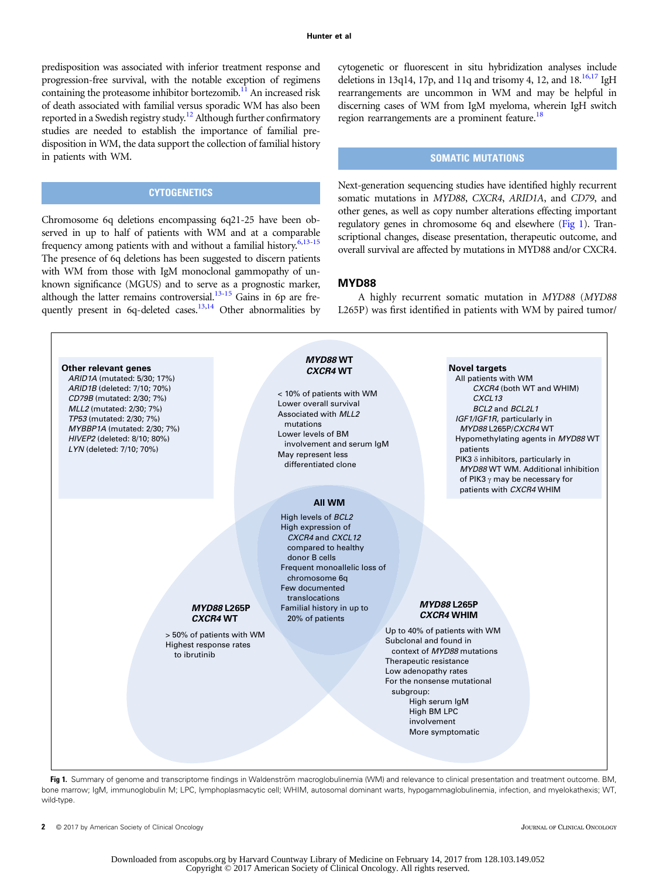predisposition was associated with inferior treatment response and progression-free survival, with the notable exception of regimens containing the proteasome inhibitor bortezomib.[11] An increased risk of death associated with familial versus sporadic WM has also been reported in a Swedish registry study.[12] Although further confirmatory studies are needed to establish the importance of familial predisposition in WM, the data support the collection of familial history in patients with WM.

## CYTOGENETICS

Chromosome 6q deletions encompassing 6q21-25 have been observed in up to half of patients with WM and at a comparable frequency among patients with and without a familial history.[6,13-15] The presence of 6q deletions has been suggested to discern patients with WM from those with IgM monoclonal gammopathy of unknown significance (MGUS) and to serve as a prognostic marker, although the latter remains controversial.[13-15] Gains in 6p are frequently present in 6q-deleted cases.[13,14] Other abnormalities by cytogenetic or fluorescent in situ hybridization analyses include deletions in 13q14, 17p, and 11q and trisomy 4, 12, and 18.[16,17] IgH rearrangements are uncommon in WM and may be helpful in discerning cases of WM from IgM myeloma, wherein IgH switch region rearrangements are a prominent feature.[18]

## SOMATIC MUTATIONS

Next-generation sequencing studies have identified highly recurrent somatic mutations in *MYD88*, *CXCR4*, *ARID1A*, and *CD79*, and other genes, as well as copy number alterations effecting important regulatory genes in chromosome 6q and elsewhere (Fig 1). Transcriptional changes, disease presentation, therapeutic outcome, and overall survival are affected by mutations in MYD88 and/or CXCR4.

### MYD88

A highly recurrent somatic mutation in *MYD88* (*MYD88* L265P) was first identified in patients with WM by paired tumor/

**Other relevant genes**
*ARID1A* (mutated: 5/30; 17%)
*ARID1B* (deleted: 7/10; 70%)
*CD79B* (mutated: 2/30; 7%)
*MLL2* (mutated: 2/30; 7%)
*TP53* (mutated: 2/30; 7%)
*MYBBP1A* (mutated: 2/30; 7%)
*HIVEP2* (deleted: 8/10; 80%)
*LYN* (deleted: 7/10; 70%)

***MYD88* WT**
***CXCR4* WT**
< 10% of patients with WM
Lower overall survival
Associated with *MLL2* mutations
Lower levels of BM involvement and serum IgM
May represent less differentiated clone

**Novel targets**
All patients with WM
*CXCR4* (both WT and WHIM)
*CXCL13*
*BCL2* and *BCL2L1*
*IGF1/IGF1R*, particularly in *MYD88* L265P/*CXCR4* WT
Hypomethylating agents in *MYD88* WT patients
PIK3 δ inhibitors, particularly in *MYD88* WT WM. Additional inhibition of PIK3 γ may be necessary for patients with *CXCR4* WHIM

**All WM**
High levels of *BCL2*
High expression of *CXCR4* and *CXCL12* compared to healthy donor B cells
Frequent monoallelic loss of chromosome 6q
Few documented translocations
Familial history in up to 20% of patients

***MYD88* L265P**
***CXCR4* WT**
> 50% of patients with WM
Highest response rates to ibrutinib

***MYD88* L265P**
***CXCR4* WHIM**
Up to 40% of patients with WM
Subclonal and found in context of *MYD88* mutations
Therapeutic resistance
Low adenopathy rates
For the nonsense mutational subgroup:
High serum IgM
High BM LPC involvement
More symptomatic

**Fig 1.** Summary of genome and transcriptome findings in Waldenström macroglobulinemia (WM) and relevance to clinical presentation and treatment outcome. BM, bone marrow; IgM, immunoglobulin M; LPC, lymphoplasmacytic cell; WHIM, autosomal dominant warts, hypogammaglobulinemia, infection, and myelokathexis; WT, wild-type.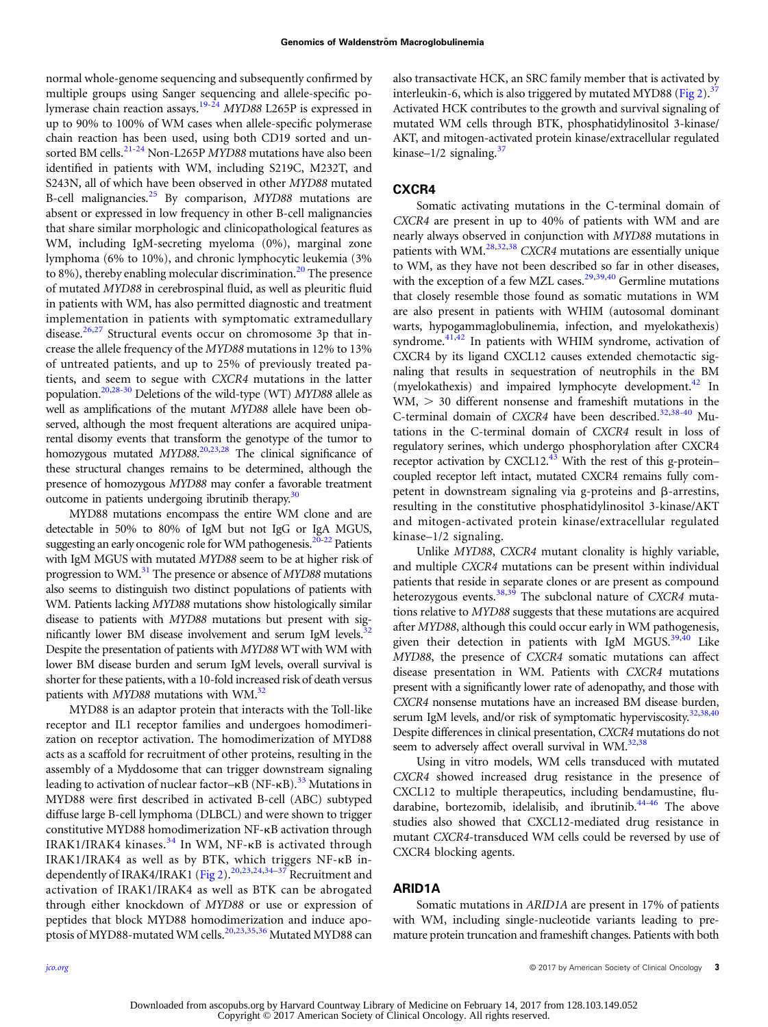normal whole-genome sequencing and subsequently confirmed by multiple groups using Sanger sequencing and allele-specific polymerase chain reaction assays.[19-24] *MYD88* L265P is expressed in up to 90% to 100% of WM cases when allele-specific polymerase chain reaction has been used, using both CD19 sorted and unsorted BM cells.[21-24] Non-L265P *MYD88* mutations have also been identified in patients with WM, including S219C, M232T, and S243N, all of which have been observed in other *MYD88* mutated B-cell malignancies.[25] By comparison, *MYD88* mutations are absent or expressed in low frequency in other B-cell malignancies that share similar morphologic and clinicopathological features as WM, including IgM-secreting myeloma (0%), marginal zone lymphoma (6% to 10%), and chronic lymphocytic leukemia (3% to 8%), thereby enabling molecular discrimination.[20] The presence of mutated *MYD88* in cerebrospinal fluid, as well as pleuritic fluid in patients with WM, has also permitted diagnostic and treatment implementation in patients with symptomatic extramedullary disease.[26,27] Structural events occur on chromosome 3p that increase the allele frequency of the *MYD88* mutations in 12% to 13% of untreated patients, and up to 25% of previously treated patients, and seem to segue with *CXCR4* mutations in the latter population.[20,28-30] Deletions of the wild-type (WT) *MYD88* allele as well as amplifications of the mutant *MYD88* allele have been observed, although the most frequent alterations are acquired uniparental disomy events that transform the genotype of the tumor to homozygous mutated *MYD88*.[20,23,28] The clinical significance of these structural changes remains to be determined, although the presence of homozygous *MYD88* may confer a favorable treatment outcome in patients undergoing ibrutinib therapy.[30]

MYD88 mutations encompass the entire WM clone and are detectable in 50% to 80% of IgM but not IgG or IgA MGUS, suggesting an early oncogenic role for WM pathogenesis.[20-22] Patients with IgM MGUS with mutated *MYD88* seem to be at higher risk of progression to WM.[31] The presence or absence of *MYD88* mutations also seems to distinguish two distinct populations of patients with WM. Patients lacking *MYD88* mutations show histologically similar disease to patients with *MYD88* mutations but present with significantly lower BM disease involvement and serum IgM levels.[32] Despite the presentation of patients with *MYD88* WT with WM with lower BM disease burden and serum IgM levels, overall survival is shorter for these patients, with a 10-fold increased risk of death versus patients with *MYD88* mutations with WM.[32]

MYD88 is an adaptor protein that interacts with the Toll-like receptor and IL1 receptor families and undergoes homodimerization on receptor activation. The homodimerization of MYD88 acts as a scaffold for recruitment of other proteins, resulting in the assembly of a Myddosome that can trigger downstream signaling leading to activation of nuclear factor–κB (NF-κB).[33] Mutations in MYD88 were first described in activated B-cell (ABC) subtyped diffuse large B-cell lymphoma (DLBCL) and were shown to trigger constitutive MYD88 homodimerization NF-κB activation through IRAK1/IRAK4 kinases.[34] In WM, NF-κB is activated through IRAK1/IRAK4 as well as by BTK, which triggers NF-κB independently of IRAK4/IRAK1 (Fig 2).[20,23,24,34-37] Recruitment and activation of IRAK1/IRAK4 as well as BTK can be abrogated through either knockdown of *MYD88* or use or expression of peptides that block MYD88 homodimerization and induce apoptosis of MYD88-mutated WM cells.[20,23,35,36] Mutated MYD88 can also transactivate HCK, an SRC family member that is activated by interleukin-6, which is also triggered by mutated MYD88 (Fig 2).[37] Activated HCK contributes to the growth and survival signaling of mutated WM cells through BTK, phosphatidylinositol 3-kinase/AKT, and mitogen-activated protein kinase/extracellular regulated kinase–1/2 signaling.[37]

## CXCR4

Somatic activating mutations in the C-terminal domain of *CXCR4* are present in up to 40% of patients with WM and are nearly always observed in conjunction with *MYD88* mutations in patients with WM.[28,32,38] *CXCR4* mutations are essentially unique to WM, as they have not been described so far in other diseases, with the exception of a few MZL cases.[29,39,40] Germline mutations that closely resemble those found as somatic mutations in WM are also present in patients with WHIM (autosomal dominant warts, hypogammaglobulinemia, infection, and myelokathexis) syndrome.[41,42] In patients with WHIM syndrome, activation of CXCR4 by its ligand CXCL12 causes extended chemotactic signaling that results in sequestration of neutrophils in the BM (myelokathexis) and impaired lymphocyte development.[42] In WM, > 30 different nonsense and frameshift mutations in the C-terminal domain of *CXCR4* have been described.[32,38-40] Mutations in the C-terminal domain of *CXCR4* result in loss of regulatory serines, which undergo phosphorylation after CXCR4 receptor activation by CXCL12.[43] With the rest of this g-protein–coupled receptor left intact, mutated CXCR4 remains fully competent in downstream signaling via g-proteins and β-arrestins, resulting in the constitutive phosphatidylinositol 3-kinase/AKT and mitogen-activated protein kinase/extracellular regulated kinase–1/2 signaling.

Unlike *MYD88*, *CXCR4* mutant clonality is highly variable, and multiple *CXCR4* mutations can be present within individual patients that reside in separate clones or are present as compound heterozygous events.[38,39] The subclonal nature of *CXCR4* mutations relative to *MYD88* suggests that these mutations are acquired after *MYD88*, although this could occur early in WM pathogenesis, given their detection in patients with IgM MGUS.[39,40] Like *MYD88*, the presence of *CXCR4* somatic mutations can affect disease presentation in WM. Patients with *CXCR4* mutations present with a significantly lower rate of adenopathy, and those with *CXCR4* nonsense mutations have an increased BM disease burden, serum IgM levels, and/or risk of symptomatic hyperviscosity.[32,38,40] Despite differences in clinical presentation, *CXCR4* mutations do not seem to adversely affect overall survival in WM.[32,38]

Using in vitro models, WM cells transduced with mutated *CXCR4* showed increased drug resistance in the presence of CXCL12 to multiple therapeutics, including bendamustine, fludarabine, bortezomib, idelalisib, and ibrutinib.[44-46] The above studies also showed that CXCL12-mediated drug resistance in mutant *CXCR4*-transduced WM cells could be reversed by use of CXCR4 blocking agents.

## ARID1A

Somatic mutations in *ARID1A* are present in 17% of patients with WM, including single-nucleotide variants leading to premature protein truncation and frameshift changes. Patients with both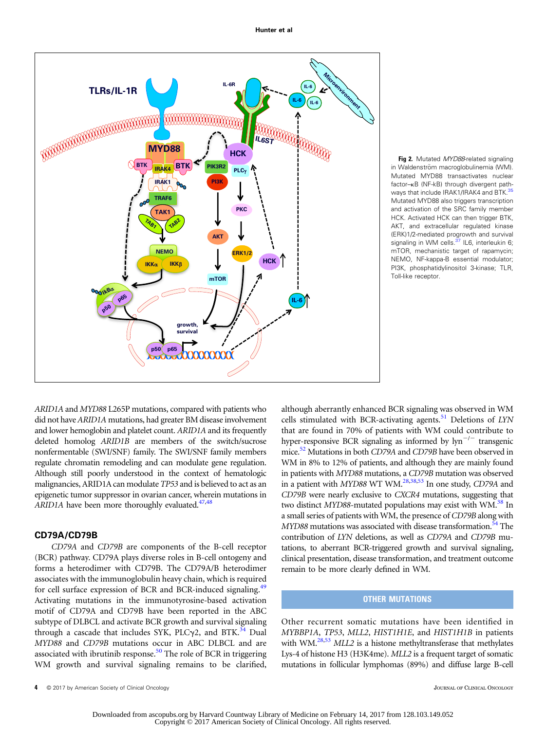Fig 2. Mutated *MYD88*-related signaling in Waldenström macroglobulinemia (WM). Mutated MYD88 transactivates nuclear factor–κB (NF-kB) through divergent pathways that include IRAK1/IRAK4 and BTK.[35] Mutated MYD88 also triggers transcription and activation of the SRC family member HCK. Activated HCK can then trigger BTK, AKT, and extracellular regulated kinase (ERK)1/2-mediated progrowth and survival signaling in WM cells.[37] IL6, interleukin 6; mTOR, mechanistic target of rapamycin; NEMO, NF-kappa-B essential modulator; PI3K, phosphatidylinositol 3-kinase; TLR, Toll-like receptor.

*ARID1A* and *MYD88* L265P mutations, compared with patients who did not have *ARID1A* mutations, had greater BM disease involvement and lower hemoglobin and platelet count. *ARID1A* and its frequently deleted homolog *ARID1B* are members of the switch/sucrose nonfermentable (SWI/SNF) family. The SWI/SNF family members regulate chromatin remodeling and can modulate gene regulation. Although still poorly understood in the context of hematologic malignancies, ARID1A can modulate *TP53* and is believed to act as an epigenetic tumor suppressor in ovarian cancer, wherein mutations in *ARID1A* have been more thoroughly evaluated.[47,48]

## CD79A/CD79B

*CD79A* and *CD79B* are components of the B-cell receptor (BCR) pathway. CD79A plays diverse roles in B-cell ontogeny and forms a heterodimer with CD79B. The CD79A/B heterodimer associates with the immunoglobulin heavy chain, which is required for cell surface expression of BCR and BCR-induced signaling.[49] Activating mutations in the immunotyrosine-based activation motif of CD79A and CD79B have been reported in the ABC subtype of DLBCL and activate BCR growth and survival signaling through a cascade that includes SYK, PLCγ2, and BTK.[34] Dual *MYD88* and *CD79B* mutations occur in ABC DLBCL and are associated with ibrutinib response.[50] The role of BCR in triggering WM growth and survival signaling remains to be clarified, although aberrantly enhanced BCR signaling was observed in WM cells stimulated with BCR-activating agents.[51] Deletions of *LYN* that are found in 70% of patients with WM could contribute to hyper-responsive BCR signaling as informed by lyn$^{-/-}$ transgenic mice.[52] Mutations in both *CD79A* and *CD79B* have been observed in WM in 8% to 12% of patients, and although they are mainly found in patients with *MYD88* mutations, a *CD79B* mutation was observed in a patient with *MYD88* WT WM.[28,38,53] In one study, *CD79A* and *CD79B* were nearly exclusive to *CXCR4* mutations, suggesting that two distinct *MYD88*-mutated populations may exist with WM.[38] In a small series of patients with WM, the presence of *CD79B* along with *MYD88* mutations was associated with disease transformation.[54] The contribution of *LYN* deletions, as well as *CD79A* and *CD79B* mutations, to aberrant BCR-triggered growth and survival signaling, clinical presentation, disease transformation, and treatment outcome remain to be more clearly defined in WM.

## OTHER MUTATIONS

Other recurrent somatic mutations have been identified in *MYBBP1A*, *TP53*, *MLL2*, *HIST1H1E*, and *HIST1H1B* in patients with WM.[28,53] *MLL2* is a histone methyltransferase that methylates Lys-4 of histone H3 (H3K4me). *MLL2* is a frequent target of somatic mutations in follicular lymphomas (89%) and diffuse large B-cell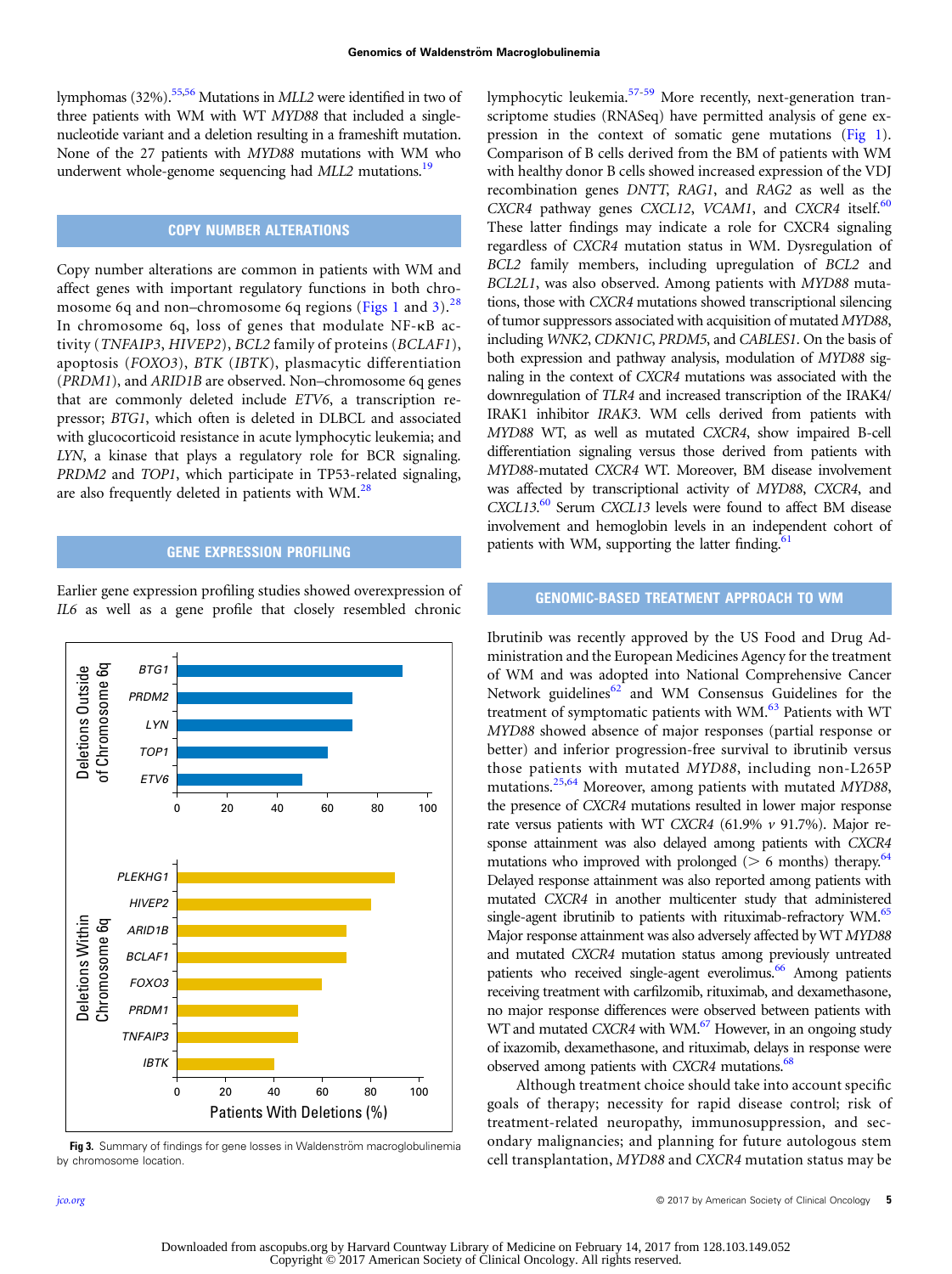lymphomas (32%).[55,56] Mutations in *MLL2* were identified in two of three patients with WM with WT *MYD88* that included a single-nucleotide variant and a deletion resulting in a frameshift mutation. None of the 27 patients with *MYD88* mutations with WM who underwent whole-genome sequencing had *MLL2* mutations.[19]

## COPY NUMBER ALTERATIONS

Copy number alterations are common in patients with WM and affect genes with important regulatory functions in both chromosome 6q and non–chromosome 6q regions (Figs 1 and 3).[28] In chromosome 6q, loss of genes that modulate NF-κB activity (*TNFAIP3*, *HIVEP2*), *BCL2* family of proteins (*BCLAF1*), apoptosis (*FOXO3*), *BTK* (*IBTK*), plasmacytic differentiation (*PRDM1*), and *ARID1B* are observed. Non–chromosome 6q genes that are commonly deleted include *ETV6*, a transcription repressor; *BTG1*, which often is deleted in DLBCL and associated with glucocorticoid resistance in acute lymphocytic leukemia; and *LYN*, a kinase that plays a regulatory role for BCR signaling. *PRDM2* and *TOP1*, which participate in TP53-related signaling, are also frequently deleted in patients with WM.[28]

## GENE EXPRESSION PROFILING

Earlier gene expression profiling studies showed overexpression of *IL6* as well as a gene profile that closely resembled chronic lymphocytic leukemia.[57-59] More recently, next-generation transcriptome studies (RNASeq) have permitted analysis of gene expression in the context of somatic gene mutations (Fig 1). Comparison of B cells derived from the BM of patients with WM with healthy donor B cells showed increased expression of the VDJ recombination genes *DNTT*, *RAG1*, and *RAG2* as well as the *CXCR4* pathway genes *CXCL12*, *VCAM1*, and *CXCR4* itself.[60] These latter findings may indicate a role for CXCR4 signaling regardless of *CXCR4* mutation status in WM. Dysregulation of *BCL2* family members, including upregulation of *BCL2* and *BCL2L1*, was also observed. Among patients with *MYD88* mutations, those with *CXCR4* mutations showed transcriptional silencing of tumor suppressors associated with acquisition of mutated *MYD88*, including *WNK2*, *CDKN1C*, *PRDM5*, and *CABLES1*. On the basis of both expression and pathway analysis, modulation of *MYD88* signaling in the context of *CXCR4* mutations was associated with the downregulation of *TLR4* and increased transcription of the IRAK4/IRAK1 inhibitor *IRAK3*. WM cells derived from patients with *MYD88* WT, as well as mutated *CXCR4*, show impaired B-cell differentiation signaling versus those derived from patients with *MYD88*-mutated *CXCR4* WT. Moreover, BM disease involvement was affected by transcriptional activity of *MYD88*, *CXCR4*, and *CXCL13*.[60] Serum *CXCL13* levels were found to affect BM disease involvement and hemoglobin levels in an independent cohort of patients with WM, supporting the latter finding.[61]

Deletions Outside of Chromosome 6q
BTG1
PRDM2
LYN
TOP1
ETV6
0 20 40 60 80 100

Deletions Within Chromosome 6q
PLEKHG1
HIVEP2
ARID1B
BCLAF1
FOXO3
PRDM1
TNFAIP3
IBTK
0 20 40 60 80 100
Patients With Deletions (%)

**Fig 3.** Summary of findings for gene losses in Waldenström macroglobulinemia by chromosome location.

## GENOMIC-BASED TREATMENT APPROACH TO WM

Ibrutinib was recently approved by the US Food and Drug Administration and the European Medicines Agency for the treatment of WM and was adopted into National Comprehensive Cancer Network guidelines[62] and WM Consensus Guidelines for the treatment of symptomatic patients with WM.[63] Patients with WT *MYD88* showed absence of major responses (partial response or better) and inferior progression-free survival to ibrutinib versus those patients with mutated *MYD88*, including non-L265P mutations.[25,64] Moreover, among patients with mutated *MYD88*, the presence of *CXCR4* mutations resulted in lower major response rate versus patients with WT *CXCR4* (61.9% *v* 91.7%). Major response attainment was also delayed among patients with *CXCR4* mutations who improved with prolonged (> 6 months) therapy.[64] Delayed response attainment was also reported among patients with mutated *CXCR4* in another multicenter study that administered single-agent ibrutinib to patients with rituximab-refractory WM.[65] Major response attainment was also adversely affected by WT *MYD88* and mutated *CXCR4* mutation status among previously untreated patients who received single-agent everolimus.[66] Among patients receiving treatment with carfilzomib, rituximab, and dexamethasone, no major response differences were observed between patients with WT and mutated *CXCR4* with WM.[67] However, in an ongoing study of ixazomib, dexamethasone, and rituximab, delays in response were observed among patients with *CXCR4* mutations.[68]

Although treatment choice should take into account specific goals of therapy; necessity for rapid disease control; risk of treatment-related neuropathy, immunosuppression, and secondary malignancies; and planning for future autologous stem cell transplantation, *MYD88* and *CXCR4* mutation status may be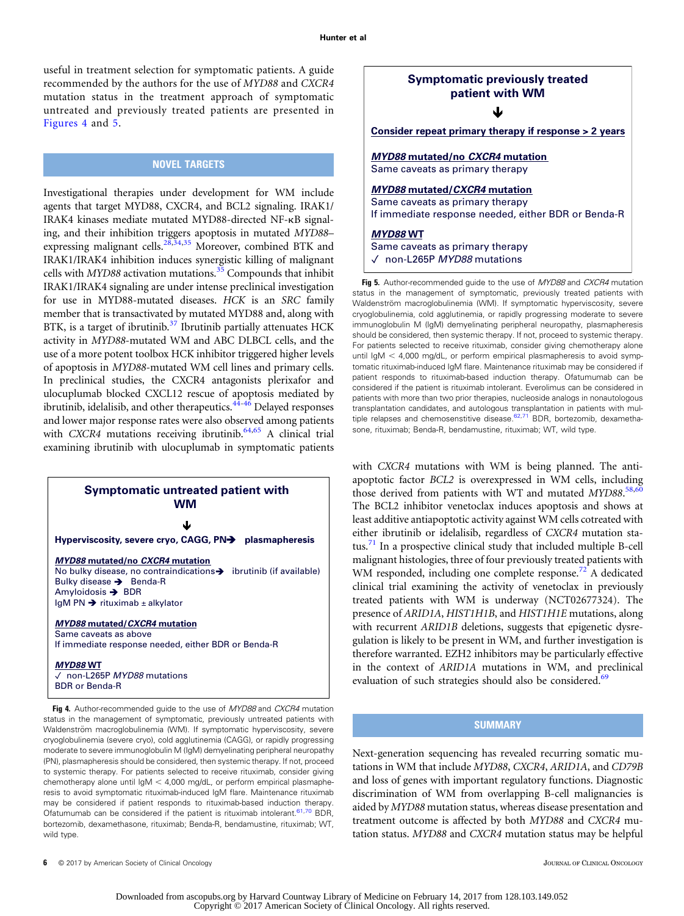useful in treatment selection for symptomatic patients. A guide recommended by the authors for the use of *MYD88* and *CXCR4* mutation status in the treatment approach of symptomatic untreated and previously treated patients are presented in Figures 4 and 5.

## NOVEL TARGETS

Investigational therapies under development for WM include agents that target MYD88, CXCR4, and BCL2 signaling. IRAK1/IRAK4 kinases mediate mutated MYD88-directed NF-κB signaling, and their inhibition triggers apoptosis in mutated *MYD88*–expressing malignant cells.[28,34,35] Moreover, combined BTK and IRAK1/IRAK4 inhibition induces synergistic killing of malignant cells with *MYD88* activation mutations.[35] Compounds that inhibit IRAK1/IRAK4 signaling are under intense preclinical investigation for use in MYD88-mutated diseases. *HCK* is an *SRC* family member that is transactivated by mutated MYD88 and, along with BTK, is a target of ibrutinib.[37] Ibrutinib partially attenuates HCK activity in *MYD88*-mutated WM and ABC DLBCL cells, and the use of a more potent toolbox HCK inhibitor triggered higher levels of apoptosis in *MYD88*-mutated WM cell lines and primary cells. In preclinical studies, the CXCR4 antagonists plerixafor and ulocuplumab blocked CXCL12 rescue of apoptosis mediated by ibrutinib, idelalisib, and other therapeutics.[44-46] Delayed responses and lower major response rates were also observed among patients with *CXCR4* mutations receiving ibrutinib.[64,65] A clinical trial examining ibrutinib with ulocuplumab in symptomatic patients with *CXCR4* mutations with WM is being planned. The antiapoptotic factor *BCL2* is overexpressed in WM cells, including those derived from patients with WT and mutated *MYD88*.[58,60] The BCL2 inhibitor venetoclax induces apoptosis and shows at least additive antiapoptotic activity against WM cells cotreated with either ibrutinib or idelalisib, regardless of *CXCR4* mutation status.[71] In a prospective clinical study that included multiple B-cell malignant histologies, three of four previously treated patients with WM responded, including one complete response.[72] A dedicated clinical trial examining the activity of venetoclax in previously treated patients with WM is underway (NCT02677324). The presence of *ARID1A*, *HIST1H1B*, and *HIST1H1E* mutations, along with recurrent *ARID1B* deletions, suggests that epigenetic dysregulation is likely to be present in WM, and further investigation is therefore warranted. EZH2 inhibitors may be particularly effective in the context of *ARID1A* mutations in WM, and preclinical evaluation of such strategies should also be considered.[69]

**Symptomatic untreated patient with WM**

↓

**Hyperviscosity, severe cryo, CAGG, PN → plasmapheresis**

***MYD88* mutated/no *CXCR4* mutation**
No bulky disease, no contraindications → ibrutinib (if available)
Bulky disease → Benda-R
Amyloidosis → BDR
IgM PN → rituximab ± alkylator

***MYD88* mutated/*CXCR4* mutation**
Same caveats as above
If immediate response needed, either BDR or Benda-R

***MYD88* WT**
✓ non-L265P *MYD88* mutations
BDR or Benda-R

**Fig 4.** Author-recommended guide to the use of *MYD88* and *CXCR4* mutation status in the management of symptomatic, previously untreated patients with Waldenström macroglobulinemia (WM). If symptomatic hyperviscosity, severe cryoglobulinemia (severe cryo), cold agglutinemia (CAGG), or rapidly progressing moderate to severe immunoglobulin M (IgM) demyelinating peripheral neuropathy (PN), plasmapheresis should be considered, then systemic therapy. If not, proceed to systemic therapy. For patients selected to receive rituximab, consider giving chemotherapy alone until IgM < 4,000 mg/dL, or perform empirical plasmapheresis to avoid symptomatic rituximab-induced IgM flare. Maintenance rituximab may be considered if patient responds to rituximab-based induction therapy. Ofatumumab can be considered if the patient is rituximab intolerant.[61,70] BDR, bortezomib, dexamethasone, rituximab; Benda-R, bendamustine, rituximab; WT, wild type.

**Symptomatic previously treated patient with WM**

↓

**Consider repeat primary therapy if response > 2 years**

***MYD88* mutated/no *CXCR4* mutation**
Same caveats as primary therapy

***MYD88* mutated/*CXCR4* mutation**
Same caveats as primary therapy
If immediate response needed, either BDR or Benda-R

***MYD88* WT**
Same caveats as primary therapy
✓ non-L265P *MYD88* mutations

**Fig 5.** Author-recommended guide to the use of *MYD88* and *CXCR4* mutation status in the management of symptomatic, previously treated patients with Waldenström macroglobulinemia (WM). If symptomatic hyperviscosity, severe cryoglobulinemia, cold agglutinemia, or rapidly progressing moderate to severe immunoglobulin M (IgM) demyelinating peripheral neuropathy, plasmapheresis should be considered, then systemic therapy. If not, proceed to systemic therapy. For patients selected to receive rituximab, consider giving chemotherapy alone until IgM < 4,000 mg/dL, or perform empirical plasmapheresis to avoid symptomatic rituximab-induced IgM flare. Maintenance rituximab may be considered if patient responds to rituximab-based induction therapy. Ofatumumab can be considered if the patient is rituximab intolerant. Everolimus can be considered in patients with more than two prior therapies, nucleoside analogs in nonautologous transplantation candidates, and autologous transplantation in patients with multiple relapses and chemosenstitive disease.[62,71] BDR, bortezomib, dexamethasone, rituximab; Benda-R, bendamustine, rituximab; WT, wild type.

## SUMMARY

Next-generation sequencing has revealed recurring somatic mutations in WM that include *MYD88*, *CXCR4*, *ARID1A*, and *CD79B* and loss of genes with important regulatory functions. Diagnostic discrimination of WM from overlapping B-cell malignancies is aided by *MYD88* mutation status, whereas disease presentation and treatment outcome is affected by both *MYD88* and *CXCR4* mutation status. *MYD88* and *CXCR4* mutation status may be helpful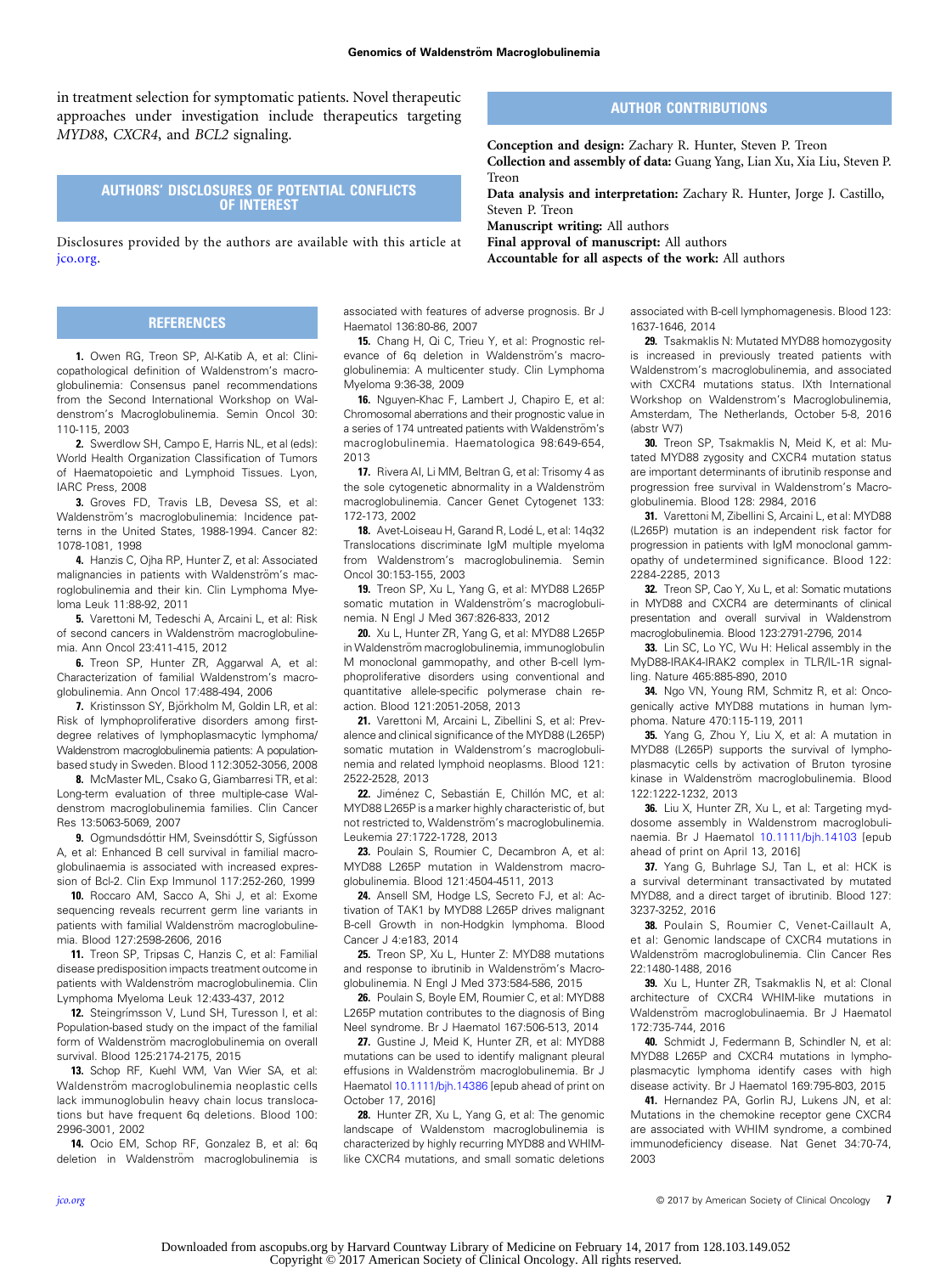in treatment selection for symptomatic patients. Novel therapeutic approaches under investigation include therapeutics targeting *MYD88*, *CXCR4*, and *BCL2* signaling.

## AUTHORS' DISCLOSURES OF POTENTIAL CONFLICTS OF INTEREST

Disclosures provided by the authors are available with this article at jco.org.

## AUTHOR CONTRIBUTIONS

**Conception and design:** Zachary R. Hunter, Steven P. Treon
**Collection and assembly of data:** Guang Yang, Lian Xu, Xia Liu, Steven P. Treon
**Data analysis and interpretation:** Zachary R. Hunter, Jorge J. Castillo, Steven P. Treon
**Manuscript writing:** All authors
**Final approval of manuscript:** All authors
**Accountable for all aspects of the work:** All authors

## REFERENCES

**1.** Owen RG, Treon SP, Al-Katib A, et al: Clinicopathological definition of Waldenstrom's macroglobulinemia: Consensus panel recommendations from the Second International Workshop on Waldenstrom's Macroglobulinemia. Semin Oncol 30: 110-115, 2003

**2.** Swerdlow SH, Campo E, Harris NL, et al (eds): World Health Organization Classification of Tumors of Haematopoietic and Lymphoid Tissues. Lyon, IARC Press, 2008

**3.** Groves FD, Travis LB, Devesa SS, et al: Waldenström's macroglobulinemia: Incidence patterns in the United States, 1988-1994. Cancer 82: 1078-1081, 1998

**4.** Hanzis C, Ojha RP, Hunter Z, et al: Associated malignancies in patients with Waldenström's macroglobulinemia and their kin. Clin Lymphoma Myeloma Leuk 11:88-92, 2011

**5.** Varettoni M, Tedeschi A, Arcaini L, et al: Risk of second cancers in Waldenström macroglobulinemia. Ann Oncol 23:411-415, 2012

**6.** Treon SP, Hunter ZR, Aggarwal A, et al: Characterization of familial Waldenstrom's macroglobulinemia. Ann Oncol 17:488-494, 2006

**7.** Kristinsson SY, Björkholm M, Goldin LR, et al: Risk of lymphoproliferative disorders among first-degree relatives of lymphoplasmacytic lymphoma/Waldenstrom macroglobulinemia patients: A population-based study in Sweden. Blood 112:3052-3056, 2008

**8.** McMaster ML, Csako G, Giambarresi TR, et al: Long-term evaluation of three multiple-case Waldenstrom macroglobulinemia families. Clin Cancer Res 13:5063-5069, 2007

**9.** Ogmundsdóttir HM, Sveinsdóttir S, Sigfússon A, et al: Enhanced B cell survival in familial macroglobulinaemia is associated with increased expression of Bcl-2. Clin Exp Immunol 117:252-260, 1999

**10.** Roccaro AM, Sacco A, Shi J, et al: Exome sequencing reveals recurrent germ line variants in patients with familial Waldenström macroglobulinemia. Blood 127:2598-2606, 2016

**11.** Treon SP, Tripsas C, Hanzis C, et al: Familial disease predisposition impacts treatment outcome in patients with Waldenström macroglobulinemia. Clin Lymphoma Myeloma Leuk 12:433-437, 2012

**12.** Steingrímsson V, Lund SH, Turesson I, et al: Population-based study on the impact of the familial form of Waldenström macroglobulinemia on overall survival. Blood 125:2174-2175, 2015

**13.** Schop RF, Kuehl WM, Van Wier SA, et al: Waldenström macroglobulinemia neoplastic cells lack immunoglobulin heavy chain locus translocations but have frequent 6q deletions. Blood 100: 2996-3001, 2002

**14.** Ocio EM, Schop RF, Gonzalez B, et al: 6q deletion in Waldenström macroglobulinemia is associated with features of adverse prognosis. Br J Haematol 136:80-86, 2007

**15.** Chang H, Qi C, Trieu Y, et al: Prognostic relevance of 6q deletion in Waldenström's macroglobulinemia: A multicenter study. Clin Lymphoma Myeloma 9:36-38, 2009

**16.** Nguyen-Khac F, Lambert J, Chapiro E, et al: Chromosomal aberrations and their prognostic value in a series of 174 untreated patients with Waldenström's macroglobulinemia. Haematologica 98:649-654, 2013

**17.** Rivera AI, Li MM, Beltran G, et al: Trisomy 4 as the sole cytogenetic abnormality in a Waldenström macroglobulinemia. Cancer Genet Cytogenet 133: 172-173, 2002

**18.** Avet-Loiseau H, Garand R, Lodé L, et al: 14q32 Translocations discriminate IgM multiple myeloma from Waldenstrom's macroglobulinemia. Semin Oncol 30:153-155, 2003

**19.** Treon SP, Xu L, Yang G, et al: MYD88 L265P somatic mutation in Waldenström's macroglobulinemia. N Engl J Med 367:826-833, 2012

**20.** Xu L, Hunter ZR, Yang G, et al: MYD88 L265P in Waldenström macroglobulinemia, immunoglobulin M monoclonal gammopathy, and other B-cell lymphoproliferative disorders using conventional and quantitative allele-specific polymerase chain reaction. Blood 121:2051-2058, 2013

**21.** Varettoni M, Arcaini L, Zibellini S, et al: Prevalence and clinical significance of the MYD88 (L265P) somatic mutation in Waldenstrom's macroglobulinemia and related lymphoid neoplasms. Blood 121: 2522-2528, 2013

**22.** Jiménez C, Sebastián E, Chillón MC, et al: MYD88 L265P is a marker highly characteristic of, but not restricted to, Waldenström's macroglobulinemia. Leukemia 27:1722-1728, 2013

**23.** Poulain S, Roumier C, Decambron A, et al: MYD88 L265P mutation in Waldenstrom macroglobulinemia. Blood 121:4504-4511, 2013

**24.** Ansell SM, Hodge LS, Secreto FJ, et al: Activation of TAK1 by MYD88 L265P drives malignant B-cell Growth in non-Hodgkin lymphoma. Blood Cancer J 4:e183, 2014

**25.** Treon SP, Xu L, Hunter Z: MYD88 mutations and response to ibrutinib in Waldenström's Macroglobulinemia. N Engl J Med 373:584-586, 2015

**26.** Poulain S, Boyle EM, Roumier C, et al: MYD88 L265P mutation contributes to the diagnosis of Bing Neel syndrome. Br J Haematol 167:506-513, 2014

**27.** Gustine J, Meid K, Hunter ZR, et al: MYD88 mutations can be used to identify malignant pleural effusions in Waldenström macroglobulinemia. Br J Haematol 10.1111/bjh.14386 [epub ahead of print on October 17, 2016]

**28.** Hunter ZR, Xu L, Yang G, et al: The genomic landscape of Waldenstom macroglobulinemia is characterized by highly recurring MYD88 and WHIM-like CXCR4 mutations, and small somatic deletions associated with B-cell lymphomagenesis. Blood 123: 1637-1646, 2014

**29.** Tsakmaklis N: Mutated MYD88 homozygosity is increased in previously treated patients with Waldenstrom's macroglobulinemia, and associated with CXCR4 mutations status. IXth International Workshop on Waldenstrom's Macroglobulinemia, Amsterdam, The Netherlands, October 5-8, 2016 (abstr W7)

**30.** Treon SP, Tsakmaklis N, Meid K, et al: Mutated MYD88 zygosity and CXCR4 mutation status are important determinants of ibrutinib response and progression free survival in Waldenstrom's Macroglobulinemia. Blood 128: 2984, 2016

**31.** Varettoni M, Zibellini S, Arcaini L, et al: MYD88 (L265P) mutation is an independent risk factor for progression in patients with IgM monoclonal gammopathy of undetermined significance. Blood 122: 2284-2285, 2013

**32.** Treon SP, Cao Y, Xu L, et al: Somatic mutations in MYD88 and CXCR4 are determinants of clinical presentation and overall survival in Waldenstrom macroglobulinemia. Blood 123:2791-2796, 2014

**33.** Lin SC, Lo YC, Wu H: Helical assembly in the MyD88-IRAK4-IRAK2 complex in TLR/IL-1R signalling. Nature 465:885-890, 2010

**34.** Ngo VN, Young RM, Schmitz R, et al: Oncogenically active MYD88 mutations in human lymphoma. Nature 470:115-119, 2011

**35.** Yang G, Zhou Y, Liu X, et al: A mutation in MYD88 (L265P) supports the survival of lymphoplasmacytic cells by activation of Bruton tyrosine kinase in Waldenström macroglobulinemia. Blood 122:1222-1232, 2013

**36.** Liu X, Hunter ZR, Xu L, et al: Targeting myddosome assembly in Waldenstrom macroglobulinaemia. Br J Haematol 10.1111/bjh.14103 [epub ahead of print on April 13, 2016]

**37.** Yang G, Buhrlage SJ, Tan L, et al: HCK is a survival determinant transactivated by mutated MYD88, and a direct target of ibrutinib. Blood 127: 3237-3252, 2016

**38.** Poulain S, Roumier C, Venet-Caillault A, et al: Genomic landscape of CXCR4 mutations in Waldenström macroglobulinemia. Clin Cancer Res 22:1480-1488, 2016

**39.** Xu L, Hunter ZR, Tsakmaklis N, et al: Clonal architecture of CXCR4 WHIM-like mutations in Waldenström macroglobulinaemia. Br J Haematol 172:735-744, 2016

**40.** Schmidt J, Federmann B, Schindler N, et al: MYD88 L265P and CXCR4 mutations in lymphoplasmacytic lymphoma identify cases with high disease activity. Br J Haematol 169:795-803, 2015

**41.** Hernandez PA, Gorlin RJ, Lukens JN, et al: Mutations in the chemokine receptor gene CXCR4 are associated with WHIM syndrome, a combined immunodeficiency disease. Nat Genet 34:70-74, 2003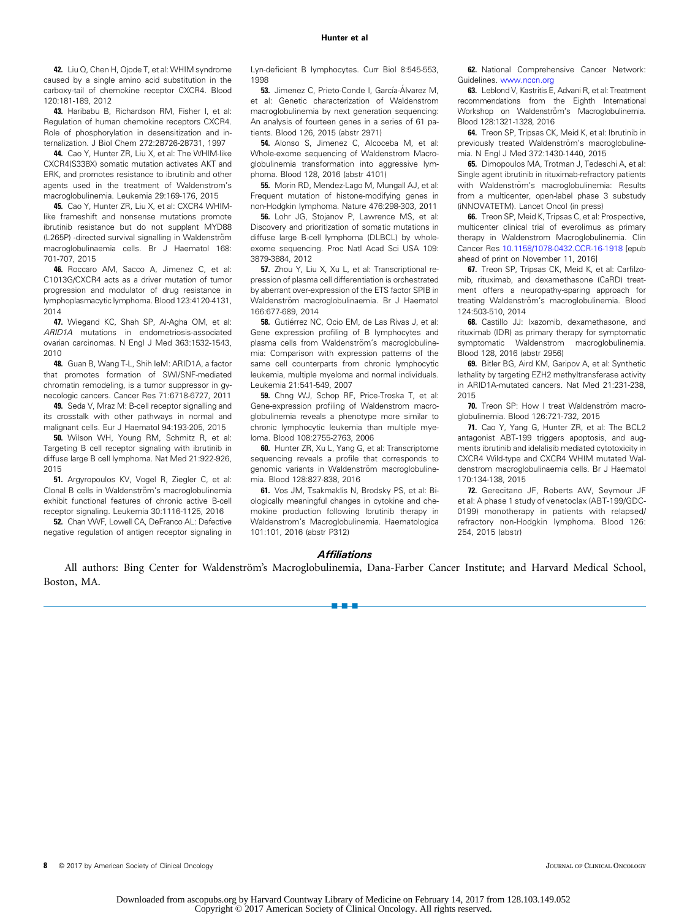42. Liu Q, Chen H, Ojode T, et al: WHIM syndrome caused by a single amino acid substitution in the carboxy-tail of chemokine receptor CXCR4. Blood 120:181-189, 2012

43. Haribabu B, Richardson RM, Fisher I, et al: Regulation of human chemokine receptors CXCR4. Role of phosphorylation in desensitization and internalization. J Biol Chem 272:28726-28731, 1997

44. Cao Y, Hunter ZR, Liu X, et al: The WHIM-like CXCR4(S338X) somatic mutation activates AKT and ERK, and promotes resistance to ibrutinib and other agents used in the treatment of Waldenstrom's macroglobulinemia. Leukemia 29:169-176, 2015

45. Cao Y, Hunter ZR, Liu X, et al: CXCR4 WHIM-like frameshift and nonsense mutations promote ibrutinib resistance but do not supplant MYD88 (L265P) -directed survival signalling in Waldenström macroglobulinaemia cells. Br J Haematol 168: 701-707, 2015

46. Roccaro AM, Sacco A, Jimenez C, et al: C1013G/CXCR4 acts as a driver mutation of tumor progression and modulator of drug resistance in lymphoplasmacytic lymphoma. Blood 123:4120-4131, 2014

47. Wiegand KC, Shah SP, Al-Agha OM, et al: *ARID1A* mutations in endometriosis-associated ovarian carcinomas. N Engl J Med 363:1532-1543, 2010

48. Guan B, Wang T-L, Shih IeM: ARID1A, a factor that promotes formation of SWI/SNF-mediated chromatin remodeling, is a tumor suppressor in gynecologic cancers. Cancer Res 71:6718-6727, 2011

49. Seda V, Mraz M: B-cell receptor signalling and its crosstalk with other pathways in normal and malignant cells. Eur J Haematol 94:193-205, 2015

50. Wilson WH, Young RM, Schmitz R, et al: Targeting B cell receptor signaling with ibrutinib in diffuse large B cell lymphoma. Nat Med 21:922-926, 2015

51. Argyropoulos KV, Vogel R, Ziegler C, et al: Clonal B cells in Waldenström's macroglobulinemia exhibit functional features of chronic active B-cell receptor signaling. Leukemia 30:1116-1125, 2016

52. Chan VWF, Lowell CA, DeFranco AL: Defective negative regulation of antigen receptor signaling in Lyn-deficient B lymphocytes. Curr Biol 8:545-553, 1998

53. Jimenez C, Prieto-Conde I, García-Álvarez M, et al: Genetic characterization of Waldenstrom macroglobulinemia by next generation sequencing: An analysis of fourteen genes in a series of 61 patients. Blood 126, 2015 (abstr 2971)

54. Alonso S, Jimenez C, Alcoceba M, et al: Whole-exome sequencing of Waldenstrom Macroglobulinemia transformation into aggressive lymphoma. Blood 128, 2016 (abstr 4101)

55. Morin RD, Mendez-Lago M, Mungall AJ, et al: Frequent mutation of histone-modifying genes in non-Hodgkin lymphoma. Nature 476:298-303, 2011

56. Lohr JG, Stojanov P, Lawrence MS, et al: Discovery and prioritization of somatic mutations in diffuse large B-cell lymphoma (DLBCL) by whole-exome sequencing. Proc Natl Acad Sci USA 109: 3879-3884, 2012

57. Zhou Y, Liu X, Xu L, et al: Transcriptional repression of plasma cell differentiation is orchestrated by aberrant over-expression of the ETS factor SPIB in Waldenström macroglobulinaemia. Br J Haematol 166:677-689, 2014

58. Gutiérrez NC, Ocio EM, de Las Rivas J, et al: Gene expression profiling of B lymphocytes and plasma cells from Waldenström's macroglobulinemia: Comparison with expression patterns of the same cell counterparts from chronic lymphocytic leukemia, multiple myeloma and normal individuals. Leukemia 21:541-549, 2007

59. Chng WJ, Schop RF, Price-Troska T, et al: Gene-expression profiling of Waldenstrom macroglobulinemia reveals a phenotype more similar to chronic lymphocytic leukemia than multiple myeloma. Blood 108:2755-2763, 2006

60. Hunter ZR, Xu L, Yang G, et al: Transcriptome sequencing reveals a profile that corresponds to genomic variants in Waldenström macroglobulinemia. Blood 128:827-838, 2016

61. Vos JM, Tsakmaklis N, Brodsky PS, et al: Biologically meaningful changes in cytokine and chemokine production following Ibrutinib therapy in Waldenstrom's Macroglobulinemia. Haematologica 101:101, 2016 (abstr P312)

62. National Comprehensive Cancer Network: Guidelines. www.nccn.org

63. Leblond V, Kastritis E, Advani R, et al: Treatment recommendations from the Eighth International Workshop on Waldenström's Macroglobulinemia. Blood 128:1321-1328, 2016

64. Treon SP, Tripsas CK, Meid K, et al: Ibrutinib in previously treated Waldenström's macroglobulinemia. N Engl J Med 372:1430-1440, 2015

65. Dimopoulos MA, Trotman J, Tedeschi A, et al: Single agent ibrutinib in rituximab-refractory patients with Waldenström's macroglobulinemia: Results from a multicenter, open-label phase 3 substudy (iNNOVATETM). Lancet Oncol (in press)

66. Treon SP, Meid K, Tripsas C, et al: Prospective, multicenter clinical trial of everolimus as primary therapy in Waldenstrom Macroglobulinemia. Clin Cancer Res 10.1158/1078-0432.CCR-16-1918 [epub ahead of print on November 11, 2016]

67. Treon SP, Tripsas CK, Meid K, et al: Carfilzomib, rituximab, and dexamethasone (CaRD) treatment offers a neuropathy-sparing approach for treating Waldenström's macroglobulinemia. Blood 124:503-510, 2014

68. Castillo JJ: Ixazomib, dexamethasone, and rituximab (IDR) as primary therapy for symptomatic symptomatic Waldenstrom macroglobulinemia. Blood 128, 2016 (abstr 2956)

69. Bitler BG, Aird KM, Garipov A, et al: Synthetic lethality by targeting EZH2 methyltransferase activity in ARID1A-mutated cancers. Nat Med 21:231-238, 2015

70. Treon SP: How I treat Waldenström macroglobulinemia. Blood 126:721-732, 2015

71. Cao Y, Yang G, Hunter ZR, et al: The BCL2 antagonist ABT-199 triggers apoptosis, and augments ibrutinib and idelalisib mediated cytotoxicity in CXCR4 Wild-type and CXCR4 WHIM mutated Waldenstrom macroglobulinaemia cells. Br J Haematol 170:134-138, 2015

72. Gerecitano JF, Roberts AW, Seymour JF et al: A phase 1 study of venetoclax (ABT-199/GDC-0199) monotherapy in patients with relapsed/refractory non-Hodgkin lymphoma. Blood 126: 254, 2015 (abstr)

## *Affiliations*

All authors: Bing Center for Waldenström's Macroglobulinemia, Dana-Farber Cancer Institute; and Harvard Medical School, Boston, MA.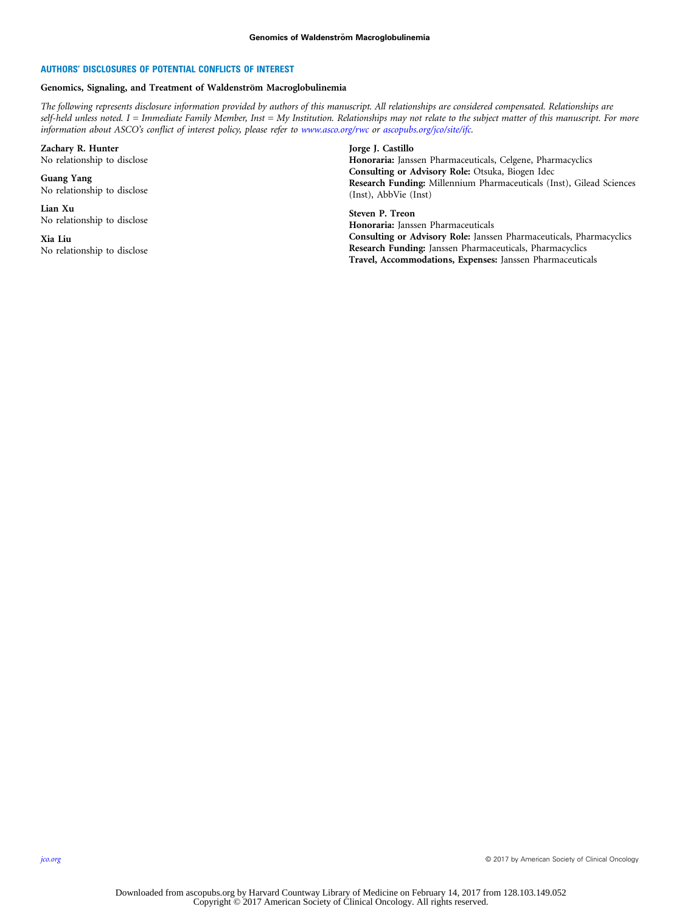## AUTHORS' DISCLOSURES OF POTENTIAL CONFLICTS OF INTEREST

### Genomics, Signaling, and Treatment of Waldenström Macroglobulinemia

*The following represents disclosure information provided by authors of this manuscript. All relationships are considered compensated. Relationships are self-held unless noted. I = Immediate Family Member, Inst = My Institution. Relationships may not relate to the subject matter of this manuscript. For more information about ASCO's conflict of interest policy, please refer to www.asco.org/rwc or ascopubs.org/jco/site/ifc.*

**Zachary R. Hunter**
No relationship to disclose

**Guang Yang**
No relationship to disclose

**Lian Xu**
No relationship to disclose

**Xia Liu**
No relationship to disclose

**Jorge J. Castillo**
**Honoraria:** Janssen Pharmaceuticals, Celgene, Pharmacyclics
**Consulting or Advisory Role:** Otsuka, Biogen Idec
**Research Funding:** Millennium Pharmaceuticals (Inst), Gilead Sciences (Inst), AbbVie (Inst)

**Steven P. Treon**
**Honoraria:** Janssen Pharmaceuticals
**Consulting or Advisory Role:** Janssen Pharmaceuticals, Pharmacyclics
**Research Funding:** Janssen Pharmaceuticals, Pharmacyclics
**Travel, Accommodations, Expenses:** Janssen Pharmaceuticals